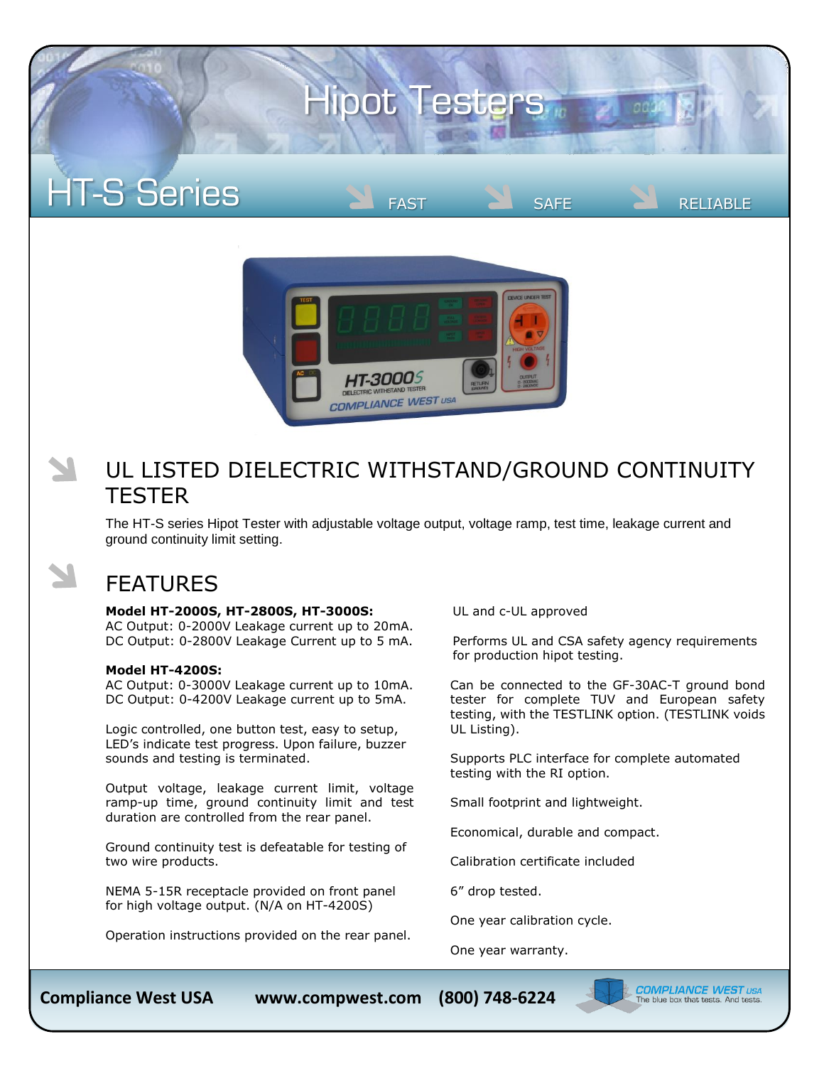# Hipot Testers

## HT-S Series

FAST SAFE RELIABLE

## UL LISTED DIELECTRIC WITHSTAND/GROUND CONTINUITY TESTER

The HT-S series Hipot Tester with adjustable voltage output, voltage ramp, test time, leakage current and ground continuity limit setting.

## FEATURES

**Model HT-2000S, HT-2800S, HT-3000S:**
AC Output: 0-2000V Leakage current up to 20mA.
DC Output: 0-2800V Leakage Current up to 5 mA.

**Model HT-4200S:**
AC Output: 0-3000V Leakage current up to 10mA.
DC Output: 0-4200V Leakage current up to 5mA.

Logic controlled, one button test, easy to setup, LED's indicate test progress. Upon failure, buzzer sounds and testing is terminated.

Output voltage, leakage current limit, voltage ramp-up time, ground continuity limit and test duration are controlled from the rear panel.

Ground continuity test is defeatable for testing of two wire products.

NEMA 5-15R receptacle provided on front panel for high voltage output. (N/A on HT-4200S)

Operation instructions provided on the rear panel.

UL and c-UL approved

Performs UL and CSA safety agency requirements for production hipot testing.

Can be connected to the GF-30AC-T ground bond tester for complete TUV and European safety testing, with the TESTLINK option. (TESTLINK voids UL Listing).

Supports PLC interface for complete automated testing with the RI option.

Small footprint and lightweight.

Economical, durable and compact.

Calibration certificate included

6" drop tested.

One year calibration cycle.

One year warranty.

**Compliance West USA** **www.compwest.com** **(800) 748-6224**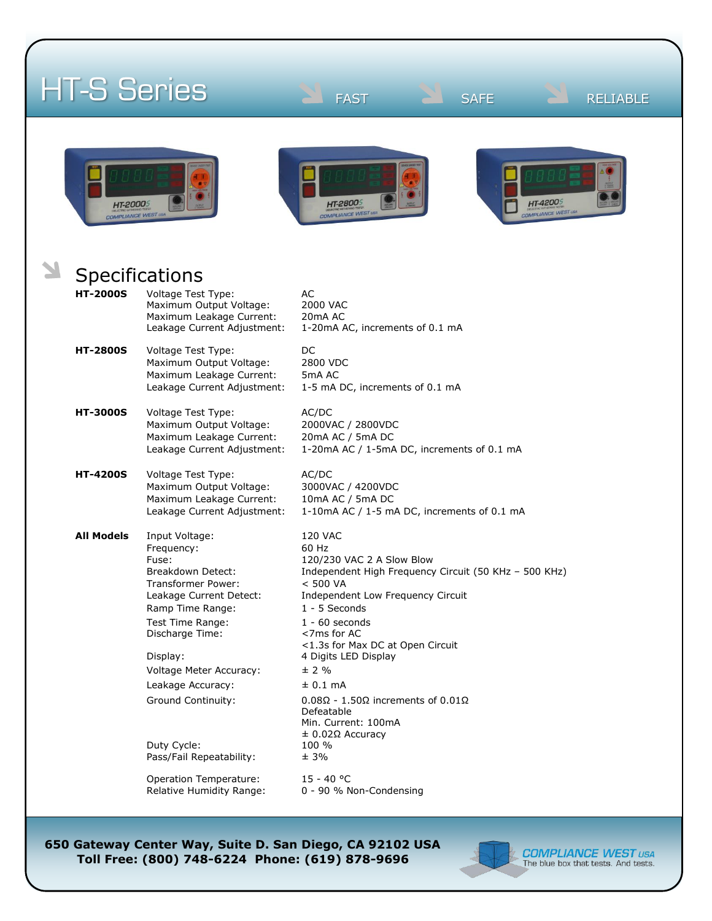# HT-S Series

FAST SAFE RELIABLE

## Specifications

| Model | Specification | Value |
|---|---|---|
| **HT-2000S** | Voltage Test Type: | AC |
| | Maximum Output Voltage: | 2000 VAC |
| | Maximum Leakage Current: | 20mA AC |
| | Leakage Current Adjustment: | 1-20mA AC, increments of 0.1 mA |
| **HT-2800S** | Voltage Test Type: | DC |
| | Maximum Output Voltage: | 2800 VDC |
| | Maximum Leakage Current: | 5mA AC |
| | Leakage Current Adjustment: | 1-5 mA DC, increments of 0.1 mA |
| **HT-3000S** | Voltage Test Type: | AC/DC |
| | Maximum Output Voltage: | 2000VAC / 2800VDC |
| | Maximum Leakage Current: | 20mA AC / 5mA DC |
| | Leakage Current Adjustment: | 1-20mA AC / 1-5mA DC, increments of 0.1 mA |
| **HT-4200S** | Voltage Test Type: | AC/DC |
| | Maximum Output Voltage: | 3000VAC / 4200VDC |
| | Maximum Leakage Current: | 10mA AC / 5mA DC |
| | Leakage Current Adjustment: | 1-10mA AC / 1-5 mA DC, increments of 0.1 mA |
| **All Models** | Input Voltage: | 120 VAC |
| | Frequency: | 60 Hz |
| | Fuse: | 120/230 VAC 2 A Slow Blow |
| | Breakdown Detect: | Independent High Frequency Circuit (50 KHz – 500 KHz) |
| | Transformer Power: | < 500 VA |
| | Leakage Current Detect: | Independent Low Frequency Circuit |
| | Ramp Time Range: | 1 - 5 Seconds |
| | Test Time Range: | 1 - 60 seconds |
| | Discharge Time: | <7ms for AC<br><1.3s for Max DC at Open Circuit |
| | Display: | 4 Digits LED Display |
| | Voltage Meter Accuracy: | ± 2 % |
| | Leakage Accuracy: | ± 0.1 mA |
| | Ground Continuity: | 0.08Ω - 1.50Ω increments of 0.01Ω<br>Defeatable<br>Min. Current: 100mA<br>± 0.02Ω Accuracy |
| | Duty Cycle: | 100 % |
| | Pass/Fail Repeatability: | ± 3% |
| | Operation Temperature: | 15 - 40 °C |
| | Relative Humidity Range: | 0 - 90 % Non-Condensing |

**650 Gateway Center Way, Suite D. San Diego, CA 92102 USA**
**Toll Free: (800) 748-6224 Phone: (619) 878-9696**

COMPLIANCE WEST USA
The blue box that tests. And tests.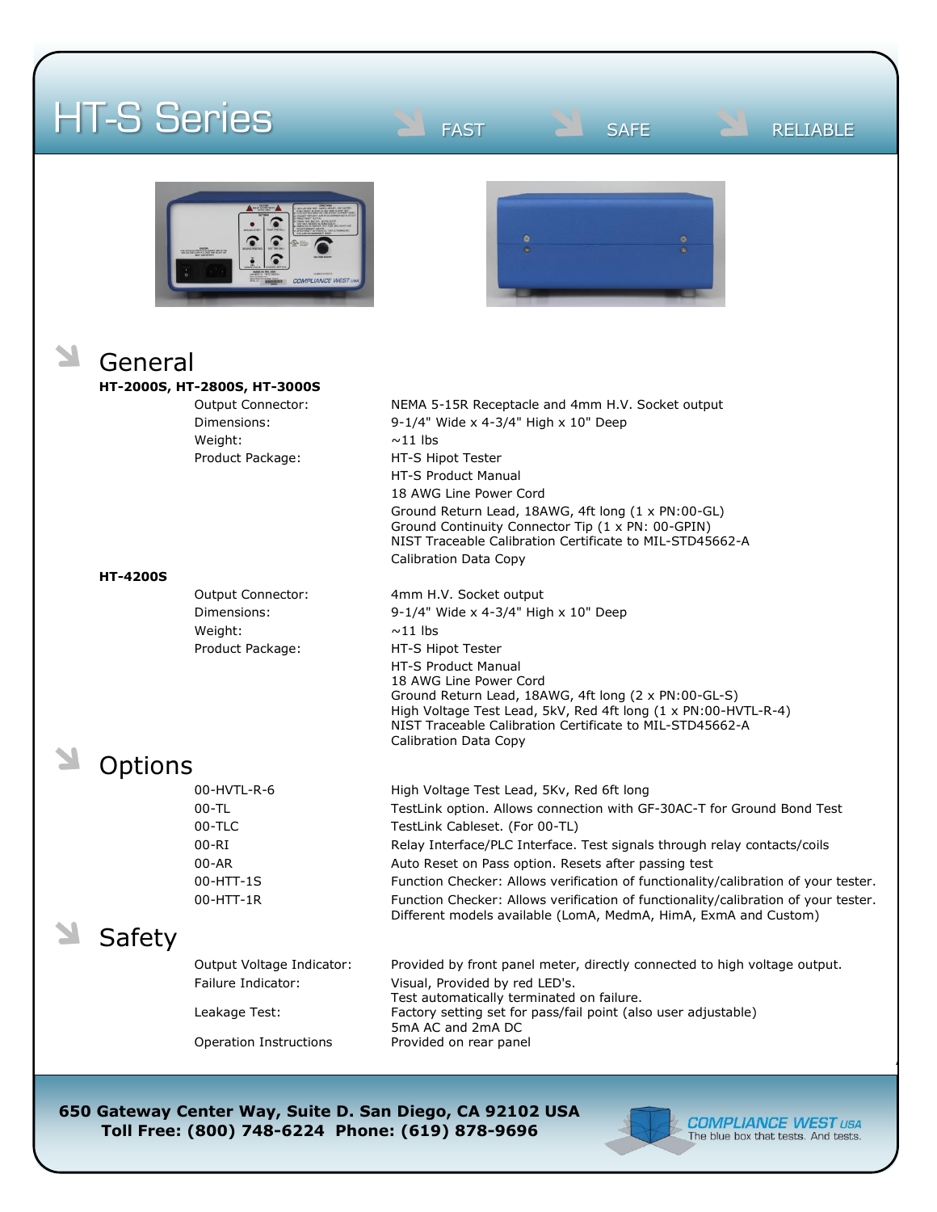# HT-S Series

FAST SAFE RELIABLE

## General

**HT-2000S, HT-2800S, HT-3000S**

| | |
|---|---|
| Output Connector: | NEMA 5-15R Receptacle and 4mm H.V. Socket output |
| Dimensions: | 9-1/4" Wide x 4-3/4" High x 10" Deep |
| Weight: | ~11 lbs |
| Product Package: | HT-S Hipot Tester<br>HT-S Product Manual<br>18 AWG Line Power Cord<br>Ground Return Lead, 18AWG, 4ft long (1 x PN:00-GL)<br>Ground Continuity Connector Tip (1 x PN: 00-GPIN)<br>NIST Traceable Calibration Certificate to MIL-STD45662-A<br>Calibration Data Copy |

**HT-4200S**

| | |
|---|---|
| Output Connector: | 4mm H.V. Socket output |
| Dimensions: | 9-1/4" Wide x 4-3/4" High x 10" Deep |
| Weight: | ~11 lbs |
| Product Package: | HT-S Hipot Tester<br>HT-S Product Manual<br>18 AWG Line Power Cord<br>Ground Return Lead, 18AWG, 4ft long (2 x PN:00-GL-S)<br>High Voltage Test Lead, 5kV, Red 4ft long (1 x PN:00-HVTL-R-4)<br>NIST Traceable Calibration Certificate to MIL-STD45662-A<br>Calibration Data Copy |

## Options

| | |
|---|---|
| 00-HVTL-R-6 | High Voltage Test Lead, 5Kv, Red 6ft long |
| 00-TL | TestLink option. Allows connection with GF-30AC-T for Ground Bond Test |
| 00-TLC | TestLink Cableset. (For 00-TL) |
| 00-RI | Relay Interface/PLC Interface. Test signals through relay contacts/coils |
| 00-AR | Auto Reset on Pass option. Resets after passing test |
| 00-HTT-1S | Function Checker: Allows verification of functionality/calibration of your tester. |
| 00-HTT-1R | Function Checker: Allows verification of functionality/calibration of your tester.<br>Different models available (LomA, MedmA, HimA, ExmA and Custom) |

## Safety

| | |
|---|---|
| Output Voltage Indicator: | Provided by front panel meter, directly connected to high voltage output. |
| Failure Indicator: | Visual, Provided by red LED's.<br>Test automatically terminated on failure. |
| Leakage Test: | Factory setting set for pass/fail point (also user adjustable)<br>5mA AC and 2mA DC |
| Operation Instructions | Provided on rear panel |

**650 Gateway Center Way, Suite D. San Diego, CA 92102 USA**
**Toll Free: (800) 748-6224 Phone: (619) 878-9696**

COMPLIANCE WEST USA
The blue box that tests. And tests.